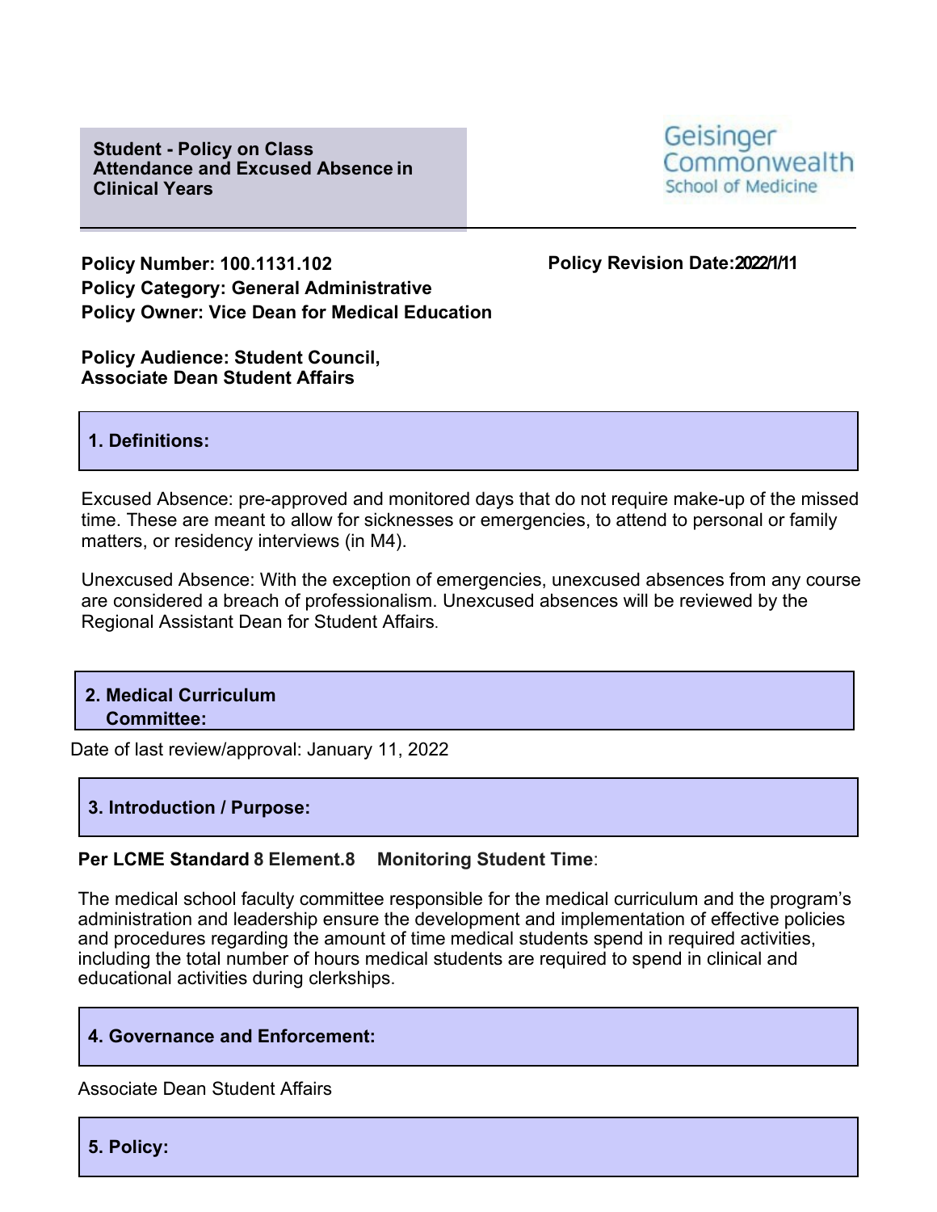# Student - Policy on Class Attendance and Excused Absence in Clinical Years

Geisinger Commonwealth School of Medicine

**Policy Number: 100.1131.102**
**Policy Category: General Administrative**
**Policy Owner: Vice Dean for Medical Education**

**Policy Revision Date: 2022/1/11**

**Policy Audience: Student Council, Associate Dean Student Affairs**

## 1. Definitions:

Excused Absence: pre-approved and monitored days that do not require make-up of the missed time. These are meant to allow for sicknesses or emergencies, to attend to personal or family matters, or residency interviews (in M4).

Unexcused Absence: With the exception of emergencies, unexcused absences from any course are considered a breach of professionalism. Unexcused absences will be reviewed by the Regional Assistant Dean for Student Affairs.

## 2. Medical Curriculum Committee:

Date of last review/approval: January 11, 2022

## 3. Introduction / Purpose:

**Per LCME Standard 8 Element.8 Monitoring Student Time**:

The medical school faculty committee responsible for the medical curriculum and the program's administration and leadership ensure the development and implementation of effective policies and procedures regarding the amount of time medical students spend in required activities, including the total number of hours medical students are required to spend in clinical and educational activities during clerkships.

## 4. Governance and Enforcement:

Associate Dean Student Affairs

## 5. Policy: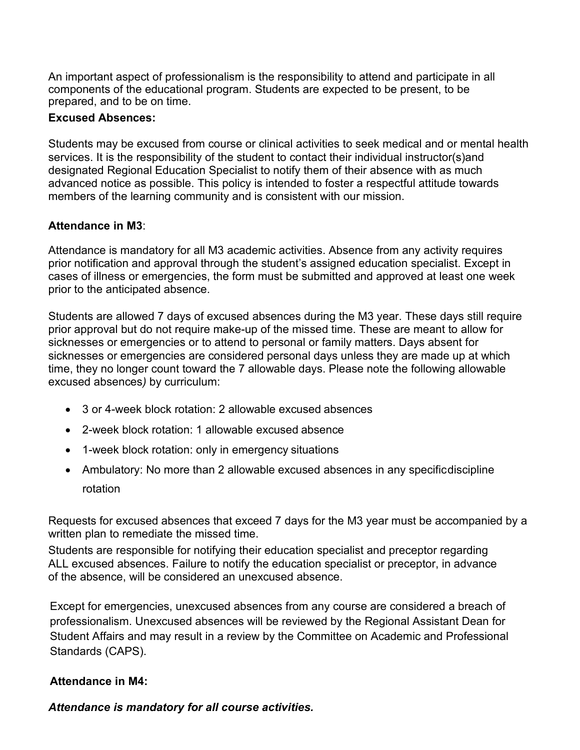An important aspect of professionalism is the responsibility to attend and participate in all components of the educational program. Students are expected to be present, to be prepared, and to be on time.

**Excused Absences:**

Students may be excused from course or clinical activities to seek medical and or mental health services. It is the responsibility of the student to contact their individual instructor(s)and designated Regional Education Specialist to notify them of their absence with as much advanced notice as possible. This policy is intended to foster a respectful attitude towards members of the learning community and is consistent with our mission.

**Attendance in M3**:

Attendance is mandatory for all M3 academic activities. Absence from any activity requires prior notification and approval through the student's assigned education specialist. Except in cases of illness or emergencies, the form must be submitted and approved at least one week prior to the anticipated absence.

Students are allowed 7 days of excused absences during the M3 year. These days still require prior approval but do not require make-up of the missed time. These are meant to allow for sicknesses or emergencies or to attend to personal or family matters. Days absent for sicknesses or emergencies are considered personal days unless they are made up at which time, they no longer count toward the 7 allowable days. Please note the following allowable excused absences*)* by curriculum:

- 3 or 4-week block rotation: 2 allowable excused absences
- 2-week block rotation: 1 allowable excused absence
- 1-week block rotation: only in emergency situations
- Ambulatory: No more than 2 allowable excused absences in any specificdiscipline rotation

Requests for excused absences that exceed 7 days for the M3 year must be accompanied by a written plan to remediate the missed time.

Students are responsible for notifying their education specialist and preceptor regarding ALL excused absences. Failure to notify the education specialist or preceptor, in advance of the absence, will be considered an unexcused absence.

Except for emergencies, unexcused absences from any course are considered a breach of professionalism. Unexcused absences will be reviewed by the Regional Assistant Dean for Student Affairs and may result in a review by the Committee on Academic and Professional Standards (CAPS).

**Attendance in M4:**

***Attendance is mandatory for all course activities.***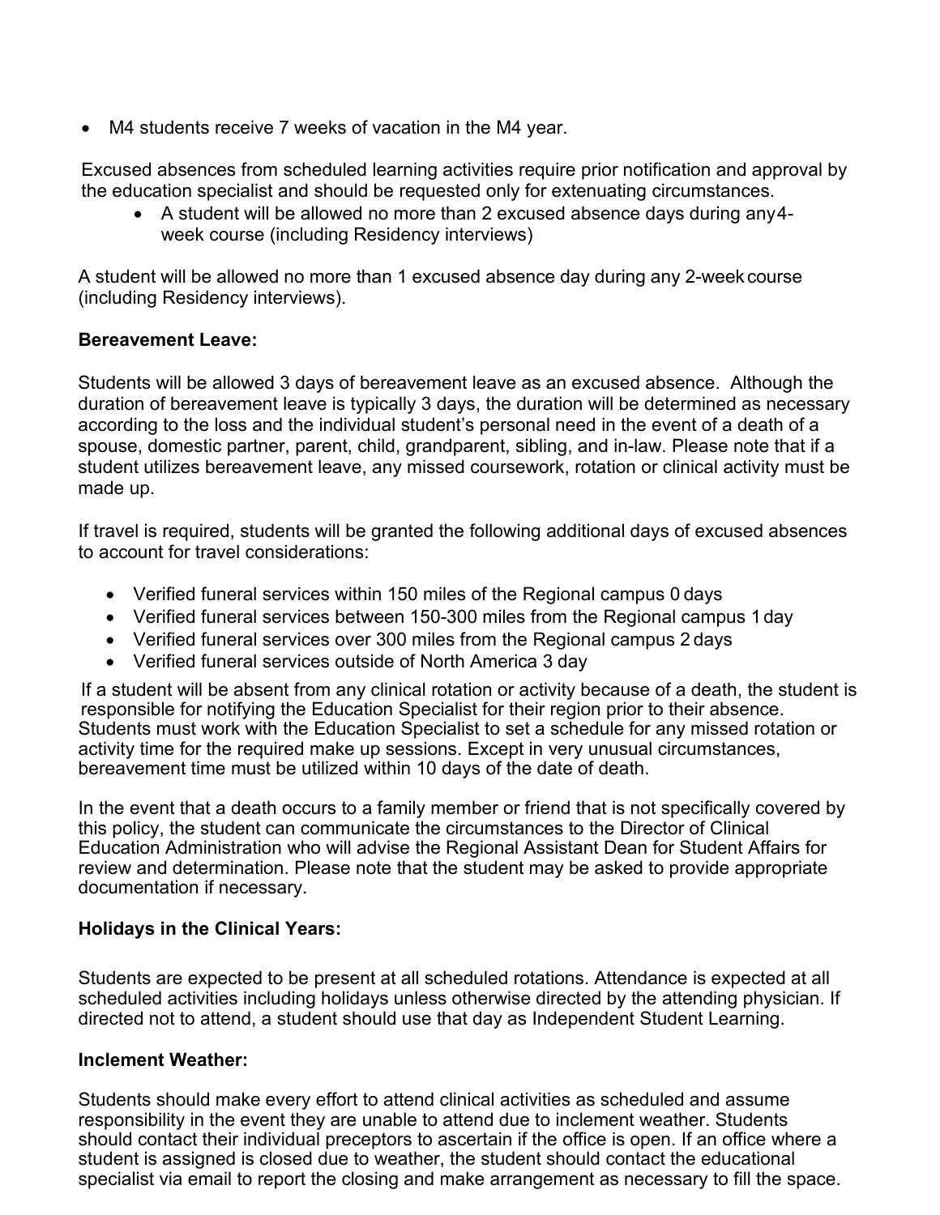- M4 students receive 7 weeks of vacation in the M4 year.

Excused absences from scheduled learning activities require prior notification and approval by the education specialist and should be requested only for extenuating circumstances.

- A student will be allowed no more than 2 excused absence days during any 4-week course (including Residency interviews)

A student will be allowed no more than 1 excused absence day during any 2-week course (including Residency interviews).

**Bereavement Leave:**

Students will be allowed 3 days of bereavement leave as an excused absence. Although the duration of bereavement leave is typically 3 days, the duration will be determined as necessary according to the loss and the individual student's personal need in the event of a death of a spouse, domestic partner, parent, child, grandparent, sibling, and in-law. Please note that if a student utilizes bereavement leave, any missed coursework, rotation or clinical activity must be made up.

If travel is required, students will be granted the following additional days of excused absences to account for travel considerations:

- Verified funeral services within 150 miles of the Regional campus 0 days
- Verified funeral services between 150-300 miles from the Regional campus 1 day
- Verified funeral services over 300 miles from the Regional campus 2 days
- Verified funeral services outside of North America 3 day

If a student will be absent from any clinical rotation or activity because of a death, the student is responsible for notifying the Education Specialist for their region prior to their absence. Students must work with the Education Specialist to set a schedule for any missed rotation or activity time for the required make up sessions. Except in very unusual circumstances, bereavement time must be utilized within 10 days of the date of death.

In the event that a death occurs to a family member or friend that is not specifically covered by this policy, the student can communicate the circumstances to the Director of Clinical Education Administration who will advise the Regional Assistant Dean for Student Affairs for review and determination. Please note that the student may be asked to provide appropriate documentation if necessary.

**Holidays in the Clinical Years:**

Students are expected to be present at all scheduled rotations. Attendance is expected at all scheduled activities including holidays unless otherwise directed by the attending physician. If directed not to attend, a student should use that day as Independent Student Learning.

**Inclement Weather:**

Students should make every effort to attend clinical activities as scheduled and assume responsibility in the event they are unable to attend due to inclement weather. Students should contact their individual preceptors to ascertain if the office is open. If an office where a student is assigned is closed due to weather, the student should contact the educational specialist via email to report the closing and make arrangement as necessary to fill the space.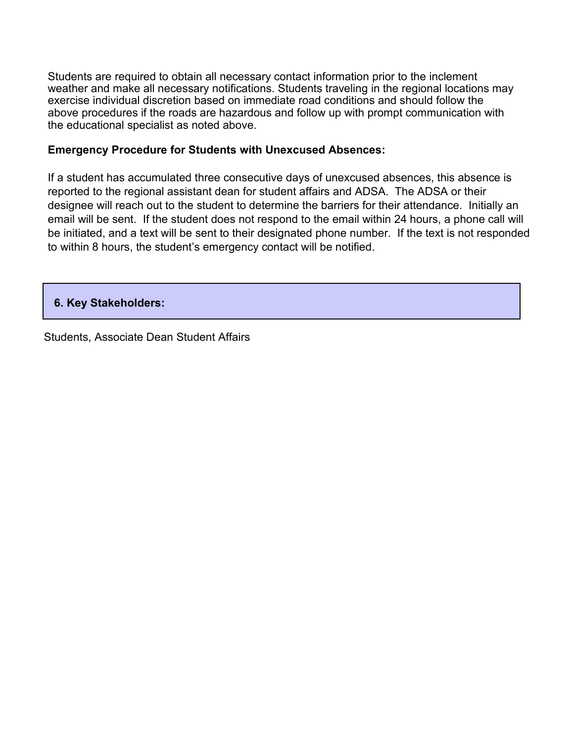Students are required to obtain all necessary contact information prior to the inclement weather and make all necessary notifications. Students traveling in the regional locations may exercise individual discretion based on immediate road conditions and should follow the above procedures if the roads are hazardous and follow up with prompt communication with the educational specialist as noted above.

**Emergency Procedure for Students with Unexcused Absences:**

If a student has accumulated three consecutive days of unexcused absences, this absence is reported to the regional assistant dean for student affairs and ADSA. The ADSA or their designee will reach out to the student to determine the barriers for their attendance. Initially an email will be sent. If the student does not respond to the email within 24 hours, a phone call will be initiated, and a text will be sent to their designated phone number. If the text is not responded to within 8 hours, the student's emergency contact will be notified.

## 6. Key Stakeholders:

Students, Associate Dean Student Affairs